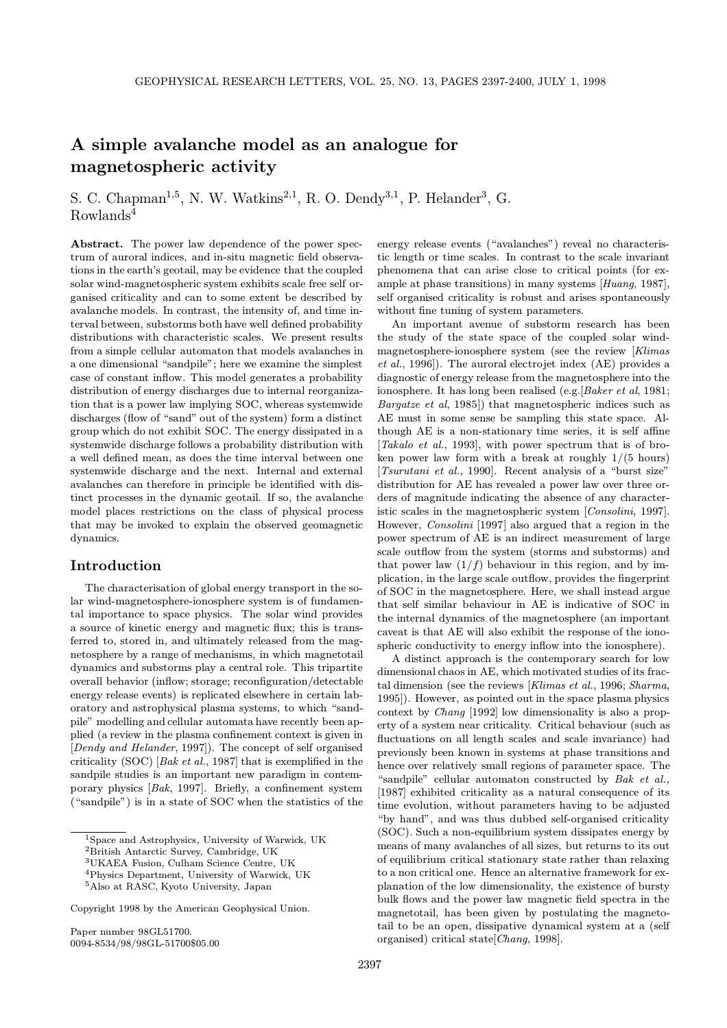# A simple avalanche model as an analogue for magnetospheric activity

S. C. Chapman[1,5], N. W. Watkins[2,1], R. O. Dendy[3,1], P. Helander[3], G. Rowlands[4]

**Abstract.** The power law dependence of the power spectrum of auroral indices, and in-situ magnetic field observations in the earth's geotail, may be evidence that the coupled solar wind-magnetospheric system exhibits scale free self organised criticality and can to some extent be described by avalanche models. In contrast, the intensity of, and time interval between, substorms both have well defined probability distributions with characteristic scales. We present results from a simple cellular automaton that models avalanches in a one dimensional "sandpile"; here we examine the simplest case of constant inflow. This model generates a probability distribution of energy discharges due to internal reorganization that is a power law implying SOC, whereas systemwide discharges (flow of "sand" out of the system) form a distinct group which do not exhibit SOC. The energy dissipated in a systemwide discharge follows a probability distribution with a well defined mean, as does the time interval between one systemwide discharge and the next. Internal and external avalanches can therefore in principle be identified with distinct processes in the dynamic geotail. If so, the avalanche model places restrictions on the class of physical process that may be invoked to explain the observed geomagnetic dynamics.

## Introduction

The characterisation of global energy transport in the solar wind-magnetosphere-ionosphere system is of fundamental importance to space physics. The solar wind provides a source of kinetic energy and magnetic flux; this is transferred to, stored in, and ultimately released from the magnetosphere by a range of mechanisms, in which magnetotail dynamics and substorms play a central role. This tripartite overall behavior (inflow; storage; reconfiguration/detectable energy release events) is replicated elsewhere in certain laboratory and astrophysical plasma systems, to which "sandpile" modelling and cellular automata have recently been applied (a review in the plasma confinement context is given in [*Dendy and Helander*, 1997]). The concept of self organised criticality (SOC) [*Bak et al.*, 1987] that is exemplified in the sandpile studies is an important new paradigm in contemporary physics [*Bak*, 1997]. Briefly, a confinement system ("sandpile") is in a state of SOC when the statistics of the energy release events ("avalanches") reveal no characteristic length or time scales. In contrast to the scale invariant phenomena that can arise close to critical points (for example at phase transitions) in many systems [*Huang*, 1987], self organised criticality is robust and arises spontaneously without fine tuning of system parameters.

An important avenue of substorm research has been the study of the state space of the coupled solar wind-magnetosphere-ionosphere system (see the review [*Klimas et al.*, 1996]). The auroral electrojet index (AE) provides a diagnostic of energy release from the magnetosphere into the ionosphere. It has long been realised (e.g.[*Baker et al*, 1981; *Bargatze et al*, 1985]) that magnetospheric indices such as AE must in some sense be sampling this state space. Although AE is a non-stationary time series, it is self affine [*Takalo et al.*, 1993], with power spectrum that is of broken power law form with a break at roughly 1/(5 hours) [*Tsurutani et al.*, 1990]. Recent analysis of a "burst size" distribution for AE has revealed a power law over three orders of magnitude indicating the absence of any characteristic scales in the magnetospheric system [*Consolini*, 1997]. However, *Consolini* [1997] also argued that a region in the power spectrum of AE is an indirect measurement of large scale outflow from the system (storms and substorms) and that power law ($1/f$) behaviour in this region, and by implication, in the large scale outflow, provides the fingerprint of SOC in the magnetosphere. Here, we shall instead argue that self similar behaviour in AE is indicative of SOC in the internal dynamics of the magnetosphere (an important caveat is that AE will also exhibit the response of the ionospheric conductivity to energy inflow into the ionosphere).

A distinct approach is the contemporary search for low dimensional chaos in AE, which motivated studies of its fractal dimension (see the reviews [*Klimas et al.*, 1996; *Sharma*, 1995]). However, as pointed out in the space plasma physics context by *Chang* [1992] low dimensionality is also a property of a system near criticality. Critical behaviour (such as fluctuations on all length scales and scale invariance) had previously been known in systems at phase transitions and hence over relatively small regions of parameter space. The "sandpile" cellular automaton constructed by *Bak et al.,* [1987] exhibited criticality as a natural consequence of its time evolution, without parameters having to be adjusted "by hand", and was thus dubbed self-organised criticality (SOC). Such a non-equilibrium system dissipates energy by means of many avalanches of all sizes, but returns to its out of equilibrium critical stationary state rather than relaxing to a non critical one. Hence an alternative framework for explanation of the low dimensionality, the existence of bursty bulk flows and the power law magnetic field spectra in the magnetotail, has been given by postulating the magnetotail to be an open, dissipative dynamical system at a (self organised) critical state[*Chang*, 1998].

[1]Space and Astrophysics, University of Warwick, UK
[2]British Antarctic Survey, Cambridge, UK
[3]UKAEA Fusion, Culham Science Centre, UK
[4]Physics Department, University of Warwick, UK
[5]Also at RASC, Kyoto University, Japan

Copyright 1998 by the American Geophysical Union.

Paper number 98GL51700.
0094-8534/98/98GL-51700$05.00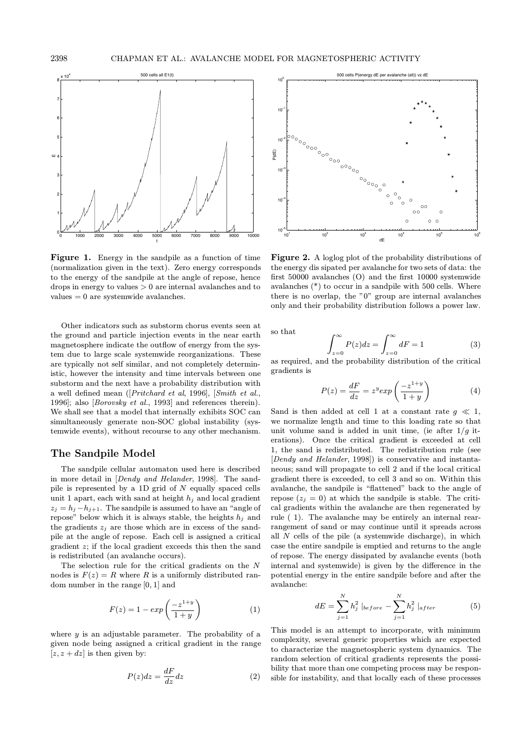**Figure 1.** Energy in the sandpile as a function of time (normalization given in the text). Zero energy corresponds to the energy of the sandpile at the angle of repose, hence drops in energy to values > 0 are internal avalanches and to values = 0 are systemwide avalanches.

**Figure 2.** A loglog plot of the probability distributions of the energy dis sipated per avalanche for two sets of data: the first 50000 avalanches (O) and the first 10000 systemwide avalanches (*) to occur in a sandpile with 500 cells. Where there is no overlap, the "0" group are internal avalanches only and their probability distribution follows a power law.

Other indicators such as substorm chorus events seen at the ground and particle injection events in the near earth magnetosphere indicate the outflow of energy from the system due to large scale systemwide reorganizations. These are typically not self similar, and not completely deterministic, however the intensity and time intervals between one substorm and the next have a probability distribution with a well defined mean ([*Pritchard et al*, 1996], [*Smith et al.*, 1996]; also [*Borovsky et al.*, 1993] and references therein). We shall see that a model that internally exhibits SOC can simultaneously generate non-SOC global instability (systemwide events), without recourse to any other mechanism.

## The Sandpile Model

The sandpile cellular automaton used here is described in more detail in [*Dendy and Helander*, 1998]. The sandpile is represented by a 1D grid of $N$ equally spaced cells unit 1 apart, each with sand at height $h_j$ and local gradient $z_j = h_j - h_{j+1}$. The sandpile is assumed to have an "angle of repose" below which it is always stable, the heights $h_j$ and the gradients $z_j$ are those which are in excess of the sandpile at the angle of repose. Each cell is assigned a critical gradient $z$; if the local gradient exceeds this then the sand is redistributed (an avalanche occurs).

The selection rule for the critical gradients on the $N$ nodes is $F(z) = R$ where $R$ is a uniformly distributed random number in the range $[0, 1]$ and

$$F(z) = 1 - exp\left(\frac{-z^{1+y}}{1+y}\right) \tag{1}$$

where $y$ is an adjustable parameter. The probability of a given node being assigned a critical gradient in the range $[z, z + dz]$ is then given by:

$$P(z)dz = \frac{dF}{dz}dz \tag{2}$$

so that

$$\int_{z=0}^{\infty} P(z)dz = \int_{z=0}^{\infty} dF = 1 \tag{3}$$

as required, and the probability distribution of the critical gradients is

$$P(z) = \frac{dF}{dz} = z^y exp\left(\frac{-z^{1+y}}{1+y}\right) \tag{4}$$

Sand is then added at cell 1 at a constant rate $g \ll 1$, we normalize length and time to this loading rate so that unit volume sand is added in unit time, (ie after $1/g$ iterations). Once the critical gradient is exceeded at cell 1, the sand is redistributed. The redistribution rule (see [*Dendy and Helander*, 1998]) is conservative and instantaneous; sand will propagate to cell 2 and if the local critical gradient there is exceeded, to cell 3 and so on. Within this avalanche, the sandpile is "flattened" back to the angle of repose ($z_j = 0$) at which the sandpile is stable. The critical gradients within the avalanche are then regenerated by rule ( 1). The avalanche may be entirely an internal rearrangement of sand or may continue until it spreads across all $N$ cells of the pile (a systemwide discharge), in which case the entire sandpile is emptied and returns to the angle of repose. The energy dissipated by avalanche events (both internal and systemwide) is given by the difference in the potential energy in the entire sandpile before and after the avalanche:

$$dE = \sum_{j=1}^{N} h_j^2 \mid_{before} - \sum_{j=1}^{N} h_j^2 \mid_{after} \tag{5}$$

This model is an attempt to incorporate, with minimum complexity, several generic properties which are expected to characterize the magnetospheric system dynamics. The random selection of critical gradients represents the possibility that more than one competing process may be responsible for instability, and that locally each of these processes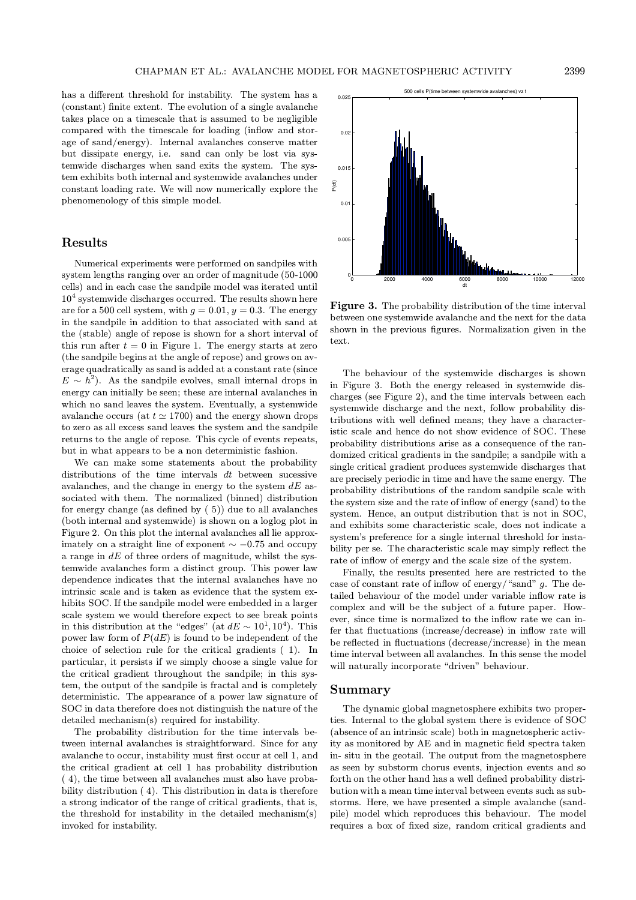has a different threshold for instability. The system has a (constant) finite extent. The evolution of a single avalanche takes place on a timescale that is assumed to be negligible compared with the timescale for loading (inflow and storage of sand/energy). Internal avalanches conserve matter but dissipate energy, i.e. sand can only be lost via systemwide discharges when sand exits the system. The system exhibits both internal and systemwide avalanches under constant loading rate. We will now numerically explore the phenomenology of this simple model.

## Results

Numerical experiments were performed on sandpiles with system lengths ranging over an order of magnitude (50-1000 cells) and in each case the sandpile model was iterated until $10^4$ systemwide discharges occurred. The results shown here are for a 500 cell system, with $g = 0.01$, $y = 0.3$. The energy in the sandpile in addition to that associated with sand at the (stable) angle of repose is shown for a short interval of this run after $t = 0$ in Figure 1. The energy starts at zero (the sandpile begins at the angle of repose) and grows on average quadratically as sand is added at a constant rate (since $E \sim h^2$). As the sandpile evolves, small internal drops in energy can initially be seen; these are internal avalanches in which no sand leaves the system. Eventually, a systemwide avalanche occurs (at $t \simeq 1700$) and the energy shown drops to zero as all excess sand leaves the system and the sandpile returns to the angle of repose. This cycle of events repeats, but in what appears to be a non deterministic fashion.

We can make some statements about the probability distributions of the time intervals $dt$ between sucessive avalanches, and the change in energy to the system $dE$ associated with them. The normalized (binned) distribution for energy change (as defined by ( 5)) due to all avalanches (both internal and systemwide) is shown on a loglog plot in Figure 2. On this plot the internal avalanches all lie approximately on a straight line of exponent $\sim -0.75$ and occupy a range in $dE$ of three orders of magnitude, whilst the systemwide avalanches form a distinct group. This power law dependence indicates that the internal avalanches have no intrinsic scale and is taken as evidence that the system exhibits SOC. If the sandpile model were embedded in a larger scale system we would therefore expect to see break points in this distribution at the "edges" (at $dE \sim 10^1, 10^4$). This power law form of $P(dE)$ is found to be independent of the choice of selection rule for the critical gradients ( 1). In particular, it persists if we simply choose a single value for the critical gradient throughout the sandpile; in this system, the output of the sandpile is fractal and is completely deterministic. The appearance of a power law signature of SOC in data therefore does not distinguish the nature of the detailed mechanism(s) required for instability.

The probability distribution for the time intervals between internal avalanches is straightforward. Since for any avalanche to occur, instability must first occur at cell 1, and the critical gradient at cell 1 has probability distribution ( 4), the time between all avalanches must also have probability distribution ( 4). This distribution in data is therefore a strong indicator of the range of critical gradients, that is, the threshold for instability in the detailed mechanism(s) invoked for instability.

**Figure 3.** The probability distribution of the time interval between one systemwide avalanche and the next for the data shown in the previous figures. Normalization given in the text.

The behaviour of the systemwide discharges is shown in Figure 3. Both the energy released in systemwide discharges (see Figure 2), and the time intervals between each systemwide discharge and the next, follow probability distributions with well defined means; they have a characteristic scale and hence do not show evidence of SOC. These probability distributions arise as a consequence of the randomized critical gradients in the sandpile; a sandpile with a single critical gradient produces systemwide discharges that are precisely periodic in time and have the same energy. The probability distributions of the random sandpile scale with the system size and the rate of inflow of energy (sand) to the system. Hence, an output distribution that is not in SOC, and exhibits some characteristic scale, does not indicate a system's preference for a single internal threshold for instability per se. The characteristic scale may simply reflect the rate of inflow of energy and the scale size of the system.

Finally, the results presented here are restricted to the case of constant rate of inflow of energy/"sand" $g$. The detailed behaviour of the model under variable inflow rate is complex and will be the subject of a future paper. However, since time is normalized to the inflow rate we can infer that fluctuations (increase/decrease) in inflow rate will be reflected in fluctuations (decrease/increase) in the mean time interval between all avalanches. In this sense the model will naturally incorporate "driven" behaviour.

## Summary

The dynamic global magnetosphere exhibits two properties. Internal to the global system there is evidence of SOC (absence of an intrinsic scale) both in magnetospheric activity as monitored by AE and in magnetic field spectra taken in- situ in the geotail. The output from the magnetosphere as seen by substorm chorus events, injection events and so forth on the other hand has a well defined probability distribution with a mean time interval between events such as substorms. Here, we have presented a simple avalanche (sandpile) model which reproduces this behaviour. The model requires a box of fixed size, random critical gradients and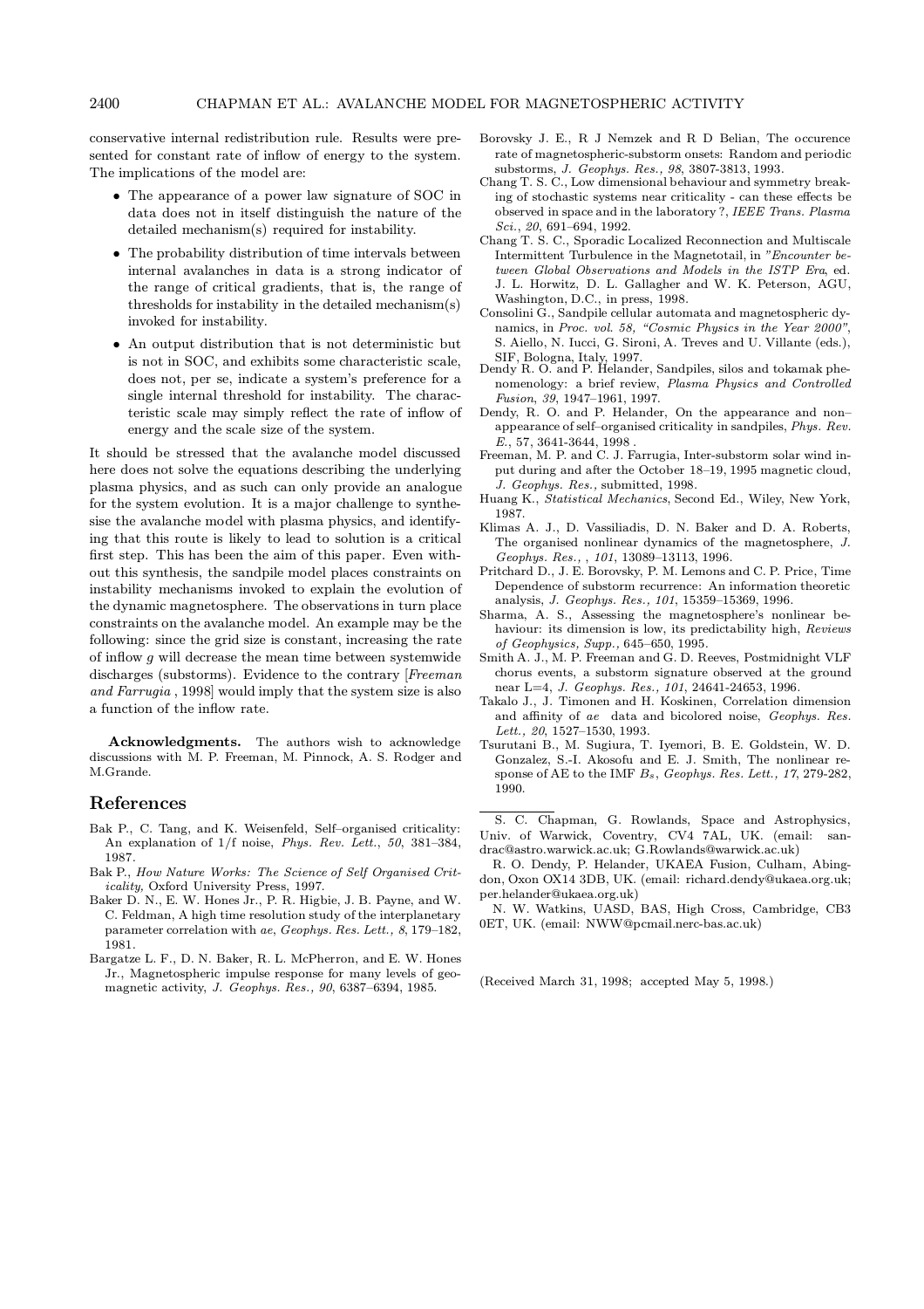conservative internal redistribution rule. Results were presented for constant rate of inflow of energy to the system. The implications of the model are:

- The appearance of a power law signature of SOC in data does not in itself distinguish the nature of the detailed mechanism(s) required for instability.
- The probability distribution of time intervals between internal avalanches in data is a strong indicator of the range of critical gradients, that is, the range of thresholds for instability in the detailed mechanism(s) invoked for instability.
- An output distribution that is not deterministic but is not in SOC, and exhibits some characteristic scale, does not, per se, indicate a system's preference for a single internal threshold for instability. The characteristic scale may simply reflect the rate of inflow of energy and the scale size of the system.

It should be stressed that the avalanche model discussed here does not solve the equations describing the underlying plasma physics, and as such can only provide an analogue for the system evolution. It is a major challenge to synthesise the avalanche model with plasma physics, and identifying that this route is likely to lead to solution is a critical first step. This has been the aim of this paper. Even without this synthesis, the sandpile model places constraints on instability mechanisms invoked to explain the evolution of the dynamic magnetosphere. The observations in turn place constraints on the avalanche model. An example may be the following: since the grid size is constant, increasing the rate of inflow $g$ will decrease the mean time between systemwide discharges (substorms). Evidence to the contrary [*Freeman and Farrugia* , 1998] would imply that the system size is also a function of the inflow rate.

**Acknowledgments.** The authors wish to acknowledge discussions with M. P. Freeman, M. Pinnock, A. S. Rodger and M.Grande.

## References

Bak P., C. Tang, and K. Weisenfeld, Self–organised criticality: An explanation of 1/f noise, *Phys. Rev. Lett., 50*, 381–384, 1987.

Bak P., *How Nature Works: The Science of Self Organised Criticality,* Oxford University Press, 1997.

Baker D. N., E. W. Hones Jr., P. R. Higbie, J. B. Payne, and W. C. Feldman, A high time resolution study of the interplanetary parameter correlation with *ae*, *Geophys. Res. Lett., 8*, 179–182, 1981.

Bargatze L. F., D. N. Baker, R. L. McPherron, and E. W. Hones Jr., Magnetospheric impulse response for many levels of geomagnetic activity, *J. Geophys. Res., 90*, 6387–6394, 1985.

Borovsky J. E., R J Nemzek and R D Belian, The occurence rate of magnetospheric-substorm onsets: Random and periodic substorms, *J. Geophys. Res., 98*, 3807-3813, 1993.

Chang T. S. C., Low dimensional behaviour and symmetry breaking of stochastic systems near criticality - can these effects be observed in space and in the laboratory ?, *IEEE Trans. Plasma Sci., 20*, 691–694, 1992.

Chang T. S. C., Sporadic Localized Reconnection and Multiscale Intermittent Turbulence in the Magnetotail, in *"Encounter between Global Observations and Models in the ISTP Era*, ed. J. L. Horwitz, D. L. Gallagher and W. K. Peterson, AGU, Washington, D.C., in press, 1998.

Consolini G., Sandpile cellular automata and magnetospheric dynamics, in *Proc. vol. 58, "Cosmic Physics in the Year 2000"*, S. Aiello, N. Iucci, G. Sironi, A. Treves and U. Villante (eds.), SIF, Bologna, Italy, 1997.

Dendy R. O. and P. Helander, Sandpiles, silos and tokamak phenomenology: a brief review, *Plasma Physics and Controlled Fusion, 39*, 1947–1961, 1997.

Dendy, R. O. and P. Helander, On the appearance and non–appearance of self–organised criticality in sandpiles, *Phys. Rev. E.*, 57, 3641-3644, 1998 .

Freeman, M. P. and C. J. Farrugia, Inter-substorm solar wind input during and after the October 18–19, 1995 magnetic cloud, *J. Geophys. Res.*, submitted, 1998.

Huang K., *Statistical Mechanics*, Second Ed., Wiley, New York, 1987.

Klimas A. J., D. Vassiliadis, D. N. Baker and D. A. Roberts, The organised nonlinear dynamics of the magnetosphere, *J. Geophys. Res., , 101*, 13089–13113, 1996.

Pritchard D., J. E. Borovsky, P. M. Lemons and C. P. Price, Time Dependence of substorm recurrence: An information theoretic analysis, *J. Geophys. Res., 101*, 15359–15369, 1996.

Sharma, A. S., Assessing the magnetosphere's nonlinear behaviour: its dimension is low, its predictability high, *Reviews of Geophysics, Supp.,* 645–650, 1995.

Smith A. J., M. P. Freeman and G. D. Reeves, Postmidnight VLF chorus events, a substorm signature observed at the ground near L=4, *J. Geophys. Res., 101*, 24641-24653, 1996.

Takalo J., J. Timonen and H. Koskinen, Correlation dimension and affinity of *ae* data and bicolored noise, *Geophys. Res. Lett., 20*, 1527–1530, 1993.

Tsurutani B., M. Sugiura, T. Iyemori, B. E. Goldstein, W. D. Gonzalez, S.-I. Akosofu and E. J. Smith, The nonlinear response of AE to the IMF $B_s$, *Geophys. Res. Lett., 17*, 279-282, 1990.

---

S. C. Chapman, G. Rowlands, Space and Astrophysics, Univ. of Warwick, Coventry, CV4 7AL, UK. (email: sandrac@astro.warwick.ac.uk; G.Rowlands@warwick.ac.uk)

R. O. Dendy, P. Helander, UKAEA Fusion, Culham, Abingdon, Oxon OX14 3DB, UK. (email: richard.dendy@ukaea.org.uk; per.helander@ukaea.org.uk)

N. W. Watkins, UASD, BAS, High Cross, Cambridge, CB3 0ET, UK. (email: NWW@pcmail.nerc-bas.ac.uk)

(Received March 31, 1998; accepted May 5, 1998.)